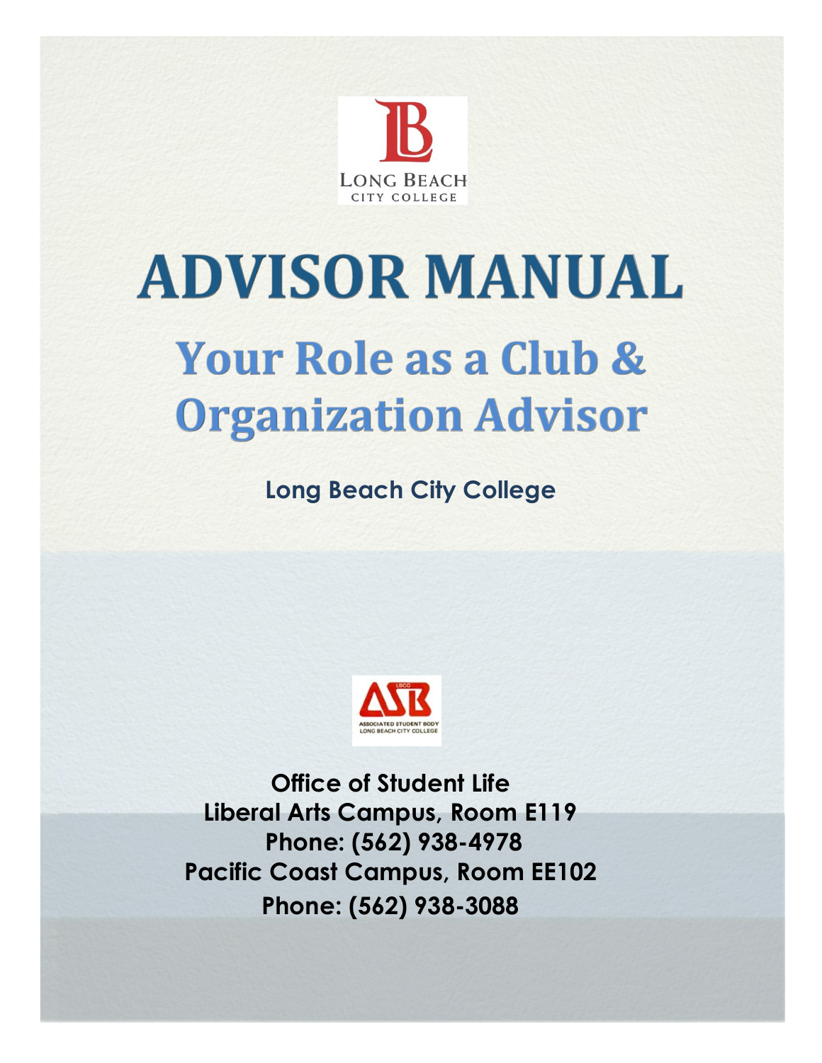# ADVISOR MANUAL

## Your Role as a Club & Organization Advisor

**Long Beach City College**

**Office of Student Life**
**Liberal Arts Campus, Room E119**
**Phone: (562) 938-4978**
**Pacific Coast Campus, Room EE102**
**Phone: (562) 938-3088**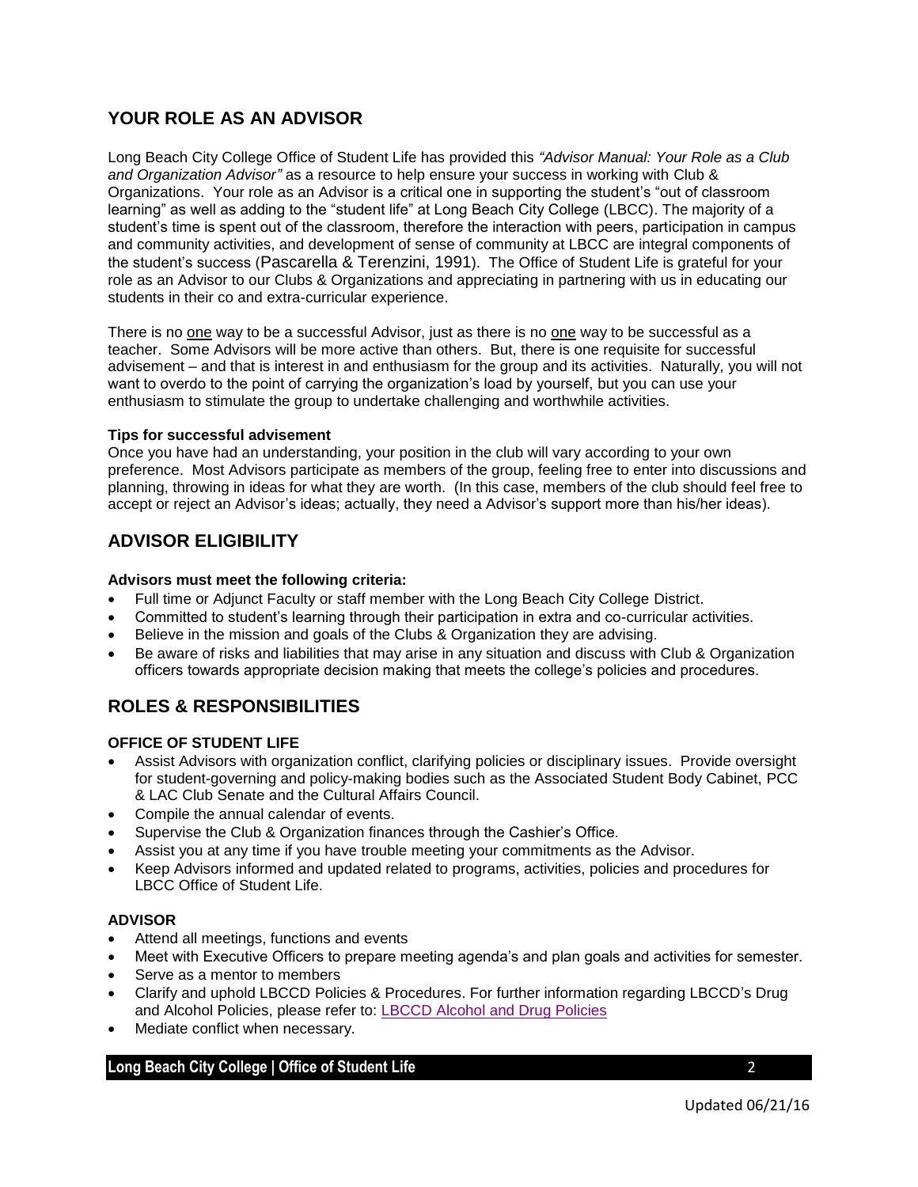## YOUR ROLE AS AN ADVISOR

Long Beach City College Office of Student Life has provided this *"Advisor Manual: Your Role as a Club and Organization Advisor"* as a resource to help ensure your success in working with Club & Organizations. Your role as an Advisor is a critical one in supporting the student's "out of classroom learning" as well as adding to the "student life" at Long Beach City College (LBCC). The majority of a student's time is spent out of the classroom, therefore the interaction with peers, participation in campus and community activities, and development of sense of community at LBCC are integral components of the student's success (Pascarella & Terenzini, 1991). The Office of Student Life is grateful for your role as an Advisor to our Clubs & Organizations and appreciating in partnering with us in educating our students in their co and extra-curricular experience.

There is no one way to be a successful Advisor, just as there is no one way to be successful as a teacher. Some Advisors will be more active than others. But, there is one requisite for successful advisement – and that is interest in and enthusiasm for the group and its activities. Naturally, you will not want to overdo to the point of carrying the organization's load by yourself, but you can use your enthusiasm to stimulate the group to undertake challenging and worthwhile activities.

**Tips for successful advisement**

Once you have had an understanding, your position in the club will vary according to your own preference. Most Advisors participate as members of the group, feeling free to enter into discussions and planning, throwing in ideas for what they are worth. (In this case, members of the club should feel free to accept or reject an Advisor's ideas; actually, they need a Advisor's support more than his/her ideas).

## ADVISOR ELIGIBILITY

**Advisors must meet the following criteria:**

- Full time or Adjunct Faculty or staff member with the Long Beach City College District.
- Committed to student's learning through their participation in extra and co-curricular activities.
- Believe in the mission and goals of the Clubs & Organization they are advising.
- Be aware of risks and liabilities that may arise in any situation and discuss with Club & Organization officers towards appropriate decision making that meets the college's policies and procedures.

## ROLES & RESPONSIBILITIES

**OFFICE OF STUDENT LIFE**

- Assist Advisors with organization conflict, clarifying policies or disciplinary issues. Provide oversight for student-governing and policy-making bodies such as the Associated Student Body Cabinet, PCC & LAC Club Senate and the Cultural Affairs Council.
- Compile the annual calendar of events.
- Supervise the Club & Organization finances through the Cashier's Office.
- Assist you at any time if you have trouble meeting your commitments as the Advisor.
- Keep Advisors informed and updated related to programs, activities, policies and procedures for LBCC Office of Student Life.

**ADVISOR**

- Attend all meetings, functions and events
- Meet with Executive Officers to prepare meeting agenda's and plan goals and activities for semester.
- Serve as a mentor to members
- Clarify and uphold LBCCD Policies & Procedures. For further information regarding LBCCD's Drug and Alcohol Policies, please refer to: LBCCD Alcohol and Drug Policies
- Mediate conflict when necessary.

Updated 06/21/16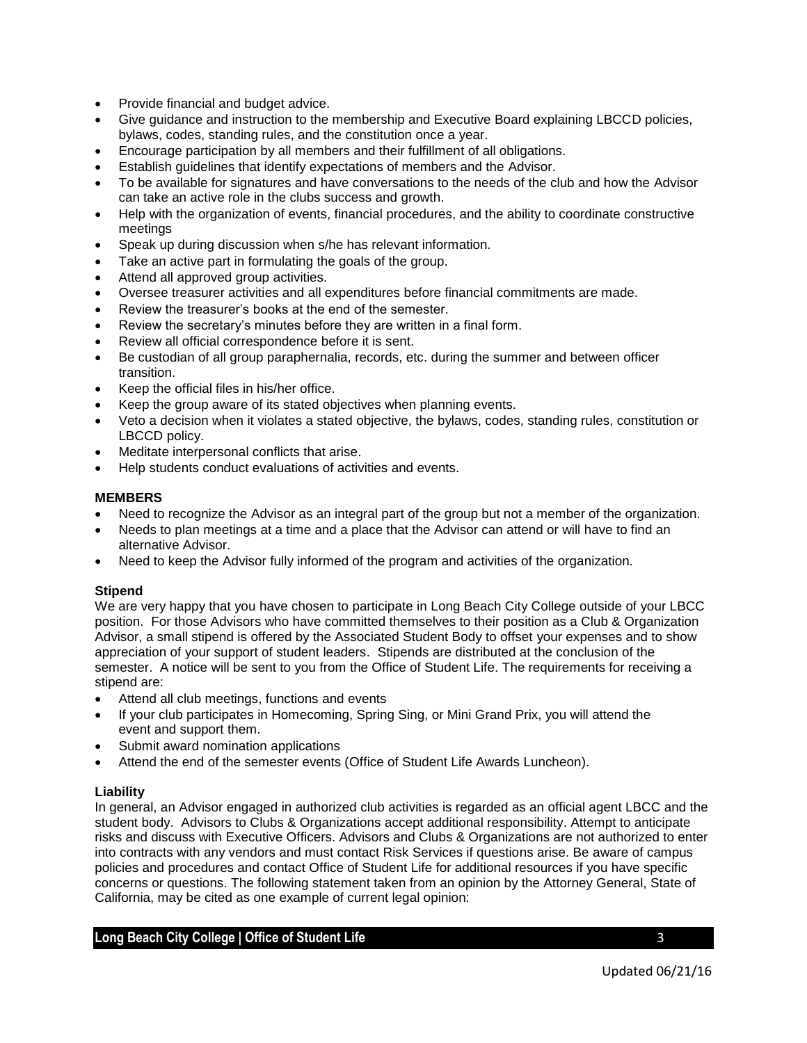- Provide financial and budget advice.
- Give guidance and instruction to the membership and Executive Board explaining LBCCD policies, bylaws, codes, standing rules, and the constitution once a year.
- Encourage participation by all members and their fulfillment of all obligations.
- Establish guidelines that identify expectations of members and the Advisor.
- To be available for signatures and have conversations to the needs of the club and how the Advisor can take an active role in the clubs success and growth.
- Help with the organization of events, financial procedures, and the ability to coordinate constructive meetings
- Speak up during discussion when s/he has relevant information.
- Take an active part in formulating the goals of the group.
- Attend all approved group activities.
- Oversee treasurer activities and all expenditures before financial commitments are made.
- Review the treasurer's books at the end of the semester.
- Review the secretary's minutes before they are written in a final form.
- Review all official correspondence before it is sent.
- Be custodian of all group paraphernalia, records, etc. during the summer and between officer transition.
- Keep the official files in his/her office.
- Keep the group aware of its stated objectives when planning events.
- Veto a decision when it violates a stated objective, the bylaws, codes, standing rules, constitution or LBCCD policy.
- Meditate interpersonal conflicts that arise.
- Help students conduct evaluations of activities and events.

**MEMBERS**

- Need to recognize the Advisor as an integral part of the group but not a member of the organization.
- Needs to plan meetings at a time and a place that the Advisor can attend or will have to find an alternative Advisor.
- Need to keep the Advisor fully informed of the program and activities of the organization.

**Stipend**

We are very happy that you have chosen to participate in Long Beach City College outside of your LBCC position. For those Advisors who have committed themselves to their position as a Club & Organization Advisor, a small stipend is offered by the Associated Student Body to offset your expenses and to show appreciation of your support of student leaders. Stipends are distributed at the conclusion of the semester. A notice will be sent to you from the Office of Student Life. The requirements for receiving a stipend are:

- Attend all club meetings, functions and events
- If your club participates in Homecoming, Spring Sing, or Mini Grand Prix, you will attend the event and support them.
- Submit award nomination applications
- Attend the end of the semester events (Office of Student Life Awards Luncheon).

**Liability**

In general, an Advisor engaged in authorized club activities is regarded as an official agent LBCC and the student body. Advisors to Clubs & Organizations accept additional responsibility. Attempt to anticipate risks and discuss with Executive Officers. Advisors and Clubs & Organizations are not authorized to enter into contracts with any vendors and must contact Risk Services if questions arise. Be aware of campus policies and procedures and contact Office of Student Life for additional resources if you have specific concerns or questions. The following statement taken from an opinion by the Attorney General, State of California, may be cited as one example of current legal opinion: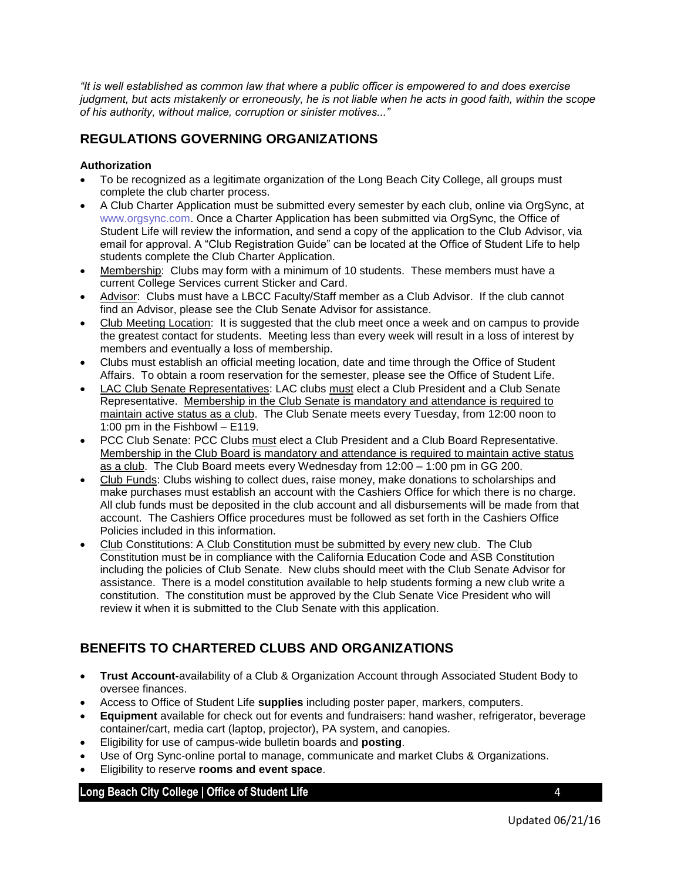*"It is well established as common law that where a public officer is empowered to and does exercise judgment, but acts mistakenly or erroneously, he is not liable when he acts in good faith, within the scope of his authority, without malice, corruption or sinister motives..."*

## REGULATIONS GOVERNING ORGANIZATIONS

**Authorization**

- To be recognized as a legitimate organization of the Long Beach City College, all groups must complete the club charter process.
- A Club Charter Application must be submitted every semester by each club, online via OrgSync, at www.orgsync.com. Once a Charter Application has been submitted via OrgSync, the Office of Student Life will review the information, and send a copy of the application to the Club Advisor, via email for approval. A "Club Registration Guide" can be located at the Office of Student Life to help students complete the Club Charter Application.
- Membership: Clubs may form with a minimum of 10 students. These members must have a current College Services current Sticker and Card.
- Advisor: Clubs must have a LBCC Faculty/Staff member as a Club Advisor. If the club cannot find an Advisor, please see the Club Senate Advisor for assistance.
- Club Meeting Location: It is suggested that the club meet once a week and on campus to provide the greatest contact for students. Meeting less than every week will result in a loss of interest by members and eventually a loss of membership.
- Clubs must establish an official meeting location, date and time through the Office of Student Affairs. To obtain a room reservation for the semester, please see the Office of Student Life.
- LAC Club Senate Representatives: LAC clubs must elect a Club President and a Club Senate Representative. Membership in the Club Senate is mandatory and attendance is required to maintain active status as a club. The Club Senate meets every Tuesday, from 12:00 noon to 1:00 pm in the Fishbowl – E119.
- PCC Club Senate: PCC Clubs must elect a Club President and a Club Board Representative. Membership in the Club Board is mandatory and attendance is required to maintain active status as a club. The Club Board meets every Wednesday from 12:00 – 1:00 pm in GG 200.
- Club Funds: Clubs wishing to collect dues, raise money, make donations to scholarships and make purchases must establish an account with the Cashiers Office for which there is no charge. All club funds must be deposited in the club account and all disbursements will be made from that account. The Cashiers Office procedures must be followed as set forth in the Cashiers Office Policies included in this information.
- Club Constitutions: A Club Constitution must be submitted by every new club. The Club Constitution must be in compliance with the California Education Code and ASB Constitution including the policies of Club Senate. New clubs should meet with the Club Senate Advisor for assistance. There is a model constitution available to help students forming a new club write a constitution. The constitution must be approved by the Club Senate Vice President who will review it when it is submitted to the Club Senate with this application.

## BENEFITS TO CHARTERED CLUBS AND ORGANIZATIONS

- **Trust Account-**availability of a Club & Organization Account through Associated Student Body to oversee finances.
- Access to Office of Student Life **supplies** including poster paper, markers, computers.
- **Equipment** available for check out for events and fundraisers: hand washer, refrigerator, beverage container/cart, media cart (laptop, projector), PA system, and canopies.
- Eligibility for use of campus-wide bulletin boards and **posting**.
- Use of Org Sync-online portal to manage, communicate and market Clubs & Organizations.
- Eligibility to reserve **rooms and event space**.

Updated 06/21/16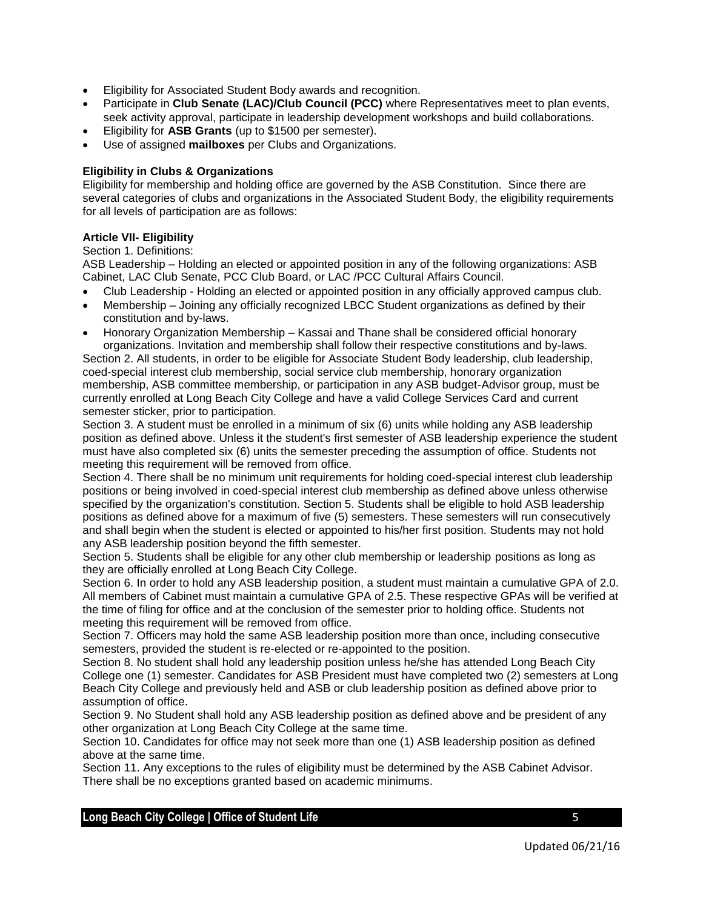- Eligibility for Associated Student Body awards and recognition.
- Participate in **Club Senate (LAC)/Club Council (PCC)** where Representatives meet to plan events, seek activity approval, participate in leadership development workshops and build collaborations.
- Eligibility for **ASB Grants** (up to $1500 per semester).
- Use of assigned **mailboxes** per Clubs and Organizations.

**Eligibility in Clubs & Organizations**

Eligibility for membership and holding office are governed by the ASB Constitution. Since there are several categories of clubs and organizations in the Associated Student Body, the eligibility requirements for all levels of participation are as follows:

**Article VII- Eligibility**

Section 1. Definitions:

ASB Leadership – Holding an elected or appointed position in any of the following organizations: ASB Cabinet, LAC Club Senate, PCC Club Board, or LAC /PCC Cultural Affairs Council.

- Club Leadership - Holding an elected or appointed position in any officially approved campus club.
- Membership – Joining any officially recognized LBCC Student organizations as defined by their constitution and by-laws.
- Honorary Organization Membership – Kassai and Thane shall be considered official honorary organizations. Invitation and membership shall follow their respective constitutions and by-laws.

Section 2. All students, in order to be eligible for Associate Student Body leadership, club leadership, coed-special interest club membership, social service club membership, honorary organization membership, ASB committee membership, or participation in any ASB budget-Advisor group, must be currently enrolled at Long Beach City College and have a valid College Services Card and current semester sticker, prior to participation.

Section 3. A student must be enrolled in a minimum of six (6) units while holding any ASB leadership position as defined above. Unless it the student's first semester of ASB leadership experience the student must have also completed six (6) units the semester preceding the assumption of office. Students not meeting this requirement will be removed from office.

Section 4. There shall be no minimum unit requirements for holding coed-special interest club leadership positions or being involved in coed-special interest club membership as defined above unless otherwise specified by the organization's constitution. Section 5. Students shall be eligible to hold ASB leadership positions as defined above for a maximum of five (5) semesters. These semesters will run consecutively and shall begin when the student is elected or appointed to his/her first position. Students may not hold any ASB leadership position beyond the fifth semester.

Section 5. Students shall be eligible for any other club membership or leadership positions as long as they are officially enrolled at Long Beach City College.

Section 6. In order to hold any ASB leadership position, a student must maintain a cumulative GPA of 2.0. All members of Cabinet must maintain a cumulative GPA of 2.5. These respective GPAs will be verified at the time of filing for office and at the conclusion of the semester prior to holding office. Students not meeting this requirement will be removed from office.

Section 7. Officers may hold the same ASB leadership position more than once, including consecutive semesters, provided the student is re-elected or re-appointed to the position.

Section 8. No student shall hold any leadership position unless he/she has attended Long Beach City College one (1) semester. Candidates for ASB President must have completed two (2) semesters at Long Beach City College and previously held and ASB or club leadership position as defined above prior to assumption of office.

Section 9. No Student shall hold any ASB leadership position as defined above and be president of any other organization at Long Beach City College at the same time.

Section 10. Candidates for office may not seek more than one (1) ASB leadership position as defined above at the same time.

Section 11. Any exceptions to the rules of eligibility must be determined by the ASB Cabinet Advisor. There shall be no exceptions granted based on academic minimums.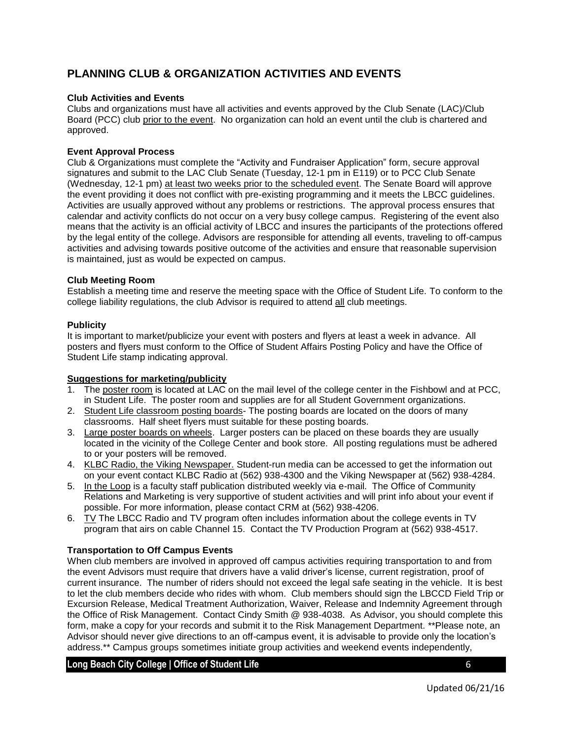## PLANNING CLUB & ORGANIZATION ACTIVITIES AND EVENTS

**Club Activities and Events**

Clubs and organizations must have all activities and events approved by the Club Senate (LAC)/Club Board (PCC) club prior to the event. No organization can hold an event until the club is chartered and approved.

**Event Approval Process**

Club & Organizations must complete the "Activity and Fundraiser Application" form, secure approval signatures and submit to the LAC Club Senate (Tuesday, 12-1 pm in E119) or to PCC Club Senate (Wednesday, 12-1 pm) at least two weeks prior to the scheduled event. The Senate Board will approve the event providing it does not conflict with pre-existing programming and it meets the LBCC guidelines. Activities are usually approved without any problems or restrictions. The approval process ensures that calendar and activity conflicts do not occur on a very busy college campus. Registering of the event also means that the activity is an official activity of LBCC and insures the participants of the protections offered by the legal entity of the college. Advisors are responsible for attending all events, traveling to off-campus activities and advising towards positive outcome of the activities and ensure that reasonable supervision is maintained, just as would be expected on campus.

**Club Meeting Room**

Establish a meeting time and reserve the meeting space with the Office of Student Life. To conform to the college liability regulations, the club Advisor is required to attend all club meetings.

**Publicity**

It is important to market/publicize your event with posters and flyers at least a week in advance. All posters and flyers must conform to the Office of Student Affairs Posting Policy and have the Office of Student Life stamp indicating approval.

**Suggestions for marketing/publicity**

1. The poster room is located at LAC on the mail level of the college center in the Fishbowl and at PCC, in Student Life. The poster room and supplies are for all Student Government organizations.
2. Student Life classroom posting boards- The posting boards are located on the doors of many classrooms. Half sheet flyers must suitable for these posting boards.
3. Large poster boards on wheels. Larger posters can be placed on these boards they are usually located in the vicinity of the College Center and book store. All posting regulations must be adhered to or your posters will be removed.
4. KLBC Radio, the Viking Newspaper. Student-run media can be accessed to get the information out on your event contact KLBC Radio at (562) 938-4300 and the Viking Newspaper at (562) 938-4284.
5. In the Loop is a faculty staff publication distributed weekly via e-mail. The Office of Community Relations and Marketing is very supportive of student activities and will print info about your event if possible. For more information, please contact CRM at (562) 938-4206.
6. TV The LBCC Radio and TV program often includes information about the college events in TV program that airs on cable Channel 15. Contact the TV Production Program at (562) 938-4517.

**Transportation to Off Campus Events**

When club members are involved in approved off campus activities requiring transportation to and from the event Advisors must require that drivers have a valid driver's license, current registration, proof of current insurance. The number of riders should not exceed the legal safe seating in the vehicle. It is best to let the club members decide who rides with whom. Club members should sign the LBCCD Field Trip or Excursion Release, Medical Treatment Authorization, Waiver, Release and Indemnity Agreement through the Office of Risk Management. Contact Cindy Smith @ 938-4038. As Advisor, you should complete this form, make a copy for your records and submit it to the Risk Management Department. **Please note, an Advisor should never give directions to an off-campus event, it is advisable to provide only the location's address.** Campus groups sometimes initiate group activities and weekend events independently,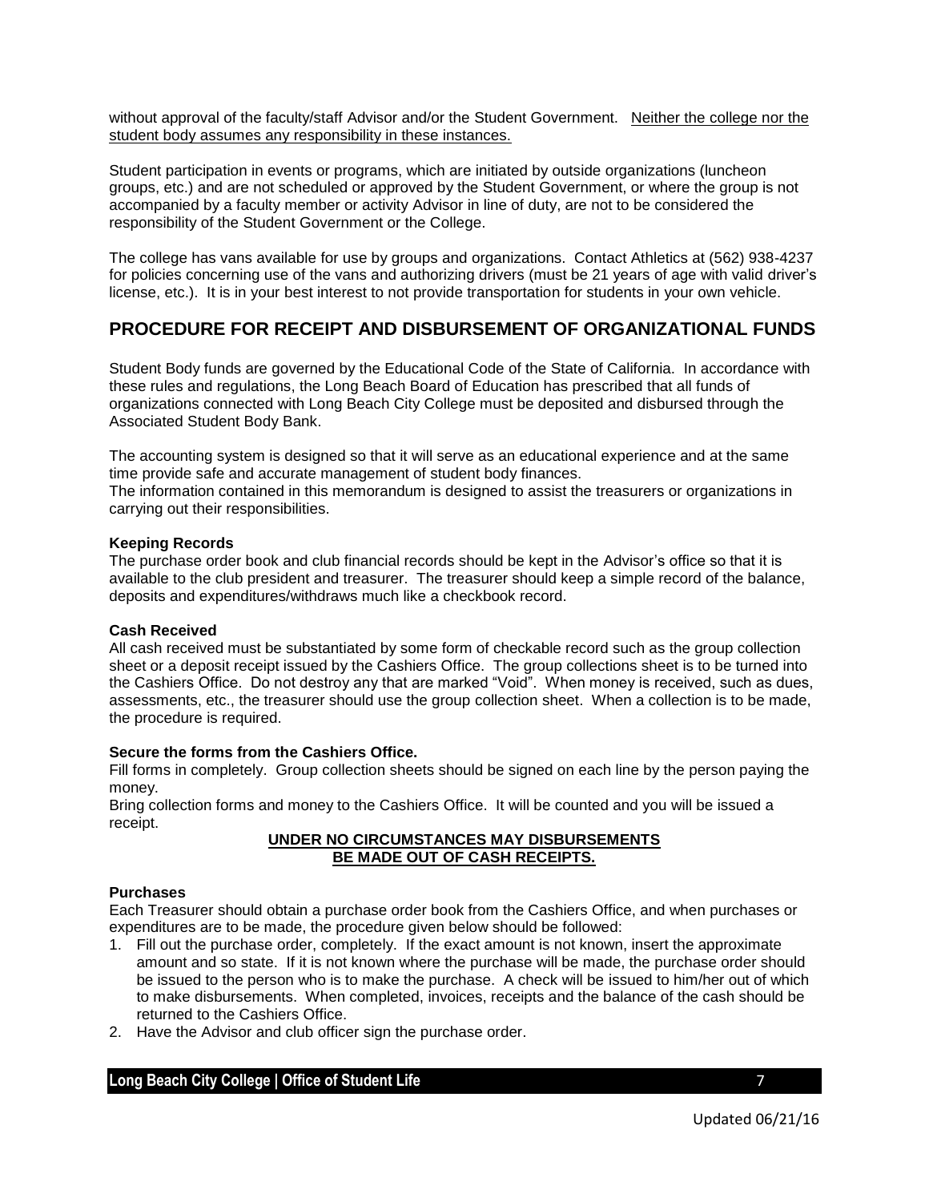without approval of the faculty/staff Advisor and/or the Student Government. <u>Neither the college nor the student body assumes any responsibility in these instances.</u>

Student participation in events or programs, which are initiated by outside organizations (luncheon groups, etc.) and are not scheduled or approved by the Student Government, or where the group is not accompanied by a faculty member or activity Advisor in line of duty, are not to be considered the responsibility of the Student Government or the College.

The college has vans available for use by groups and organizations. Contact Athletics at (562) 938-4237 for policies concerning use of the vans and authorizing drivers (must be 21 years of age with valid driver's license, etc.). It is in your best interest to not provide transportation for students in your own vehicle.

## PROCEDURE FOR RECEIPT AND DISBURSEMENT OF ORGANIZATIONAL FUNDS

Student Body funds are governed by the Educational Code of the State of California. In accordance with these rules and regulations, the Long Beach Board of Education has prescribed that all funds of organizations connected with Long Beach City College must be deposited and disbursed through the Associated Student Body Bank.

The accounting system is designed so that it will serve as an educational experience and at the same time provide safe and accurate management of student body finances.
The information contained in this memorandum is designed to assist the treasurers or organizations in carrying out their responsibilities.

**Keeping Records**
The purchase order book and club financial records should be kept in the Advisor's office so that it is available to the club president and treasurer. The treasurer should keep a simple record of the balance, deposits and expenditures/withdraws much like a checkbook record.

**Cash Received**
All cash received must be substantiated by some form of checkable record such as the group collection sheet or a deposit receipt issued by the Cashiers Office. The group collections sheet is to be turned into the Cashiers Office. Do not destroy any that are marked "Void". When money is received, such as dues, assessments, etc., the treasurer should use the group collection sheet. When a collection is to be made, the procedure is required.

**Secure the forms from the Cashiers Office.**
Fill forms in completely. Group collection sheets should be signed on each line by the person paying the money.
Bring collection forms and money to the Cashiers Office. It will be counted and you will be issued a receipt.

**<u>UNDER NO CIRCUMSTANCES MAY DISBURSEMENTS BE MADE OUT OF CASH RECEIPTS.</u>**

**Purchases**
Each Treasurer should obtain a purchase order book from the Cashiers Office, and when purchases or expenditures are to be made, the procedure given below should be followed:

1. Fill out the purchase order, completely. If the exact amount is not known, insert the approximate amount and so state. If it is not known where the purchase will be made, the purchase order should be issued to the person who is to make the purchase. A check will be issued to him/her out of which to make disbursements. When completed, invoices, receipts and the balance of the cash should be returned to the Cashiers Office.
2. Have the Advisor and club officer sign the purchase order.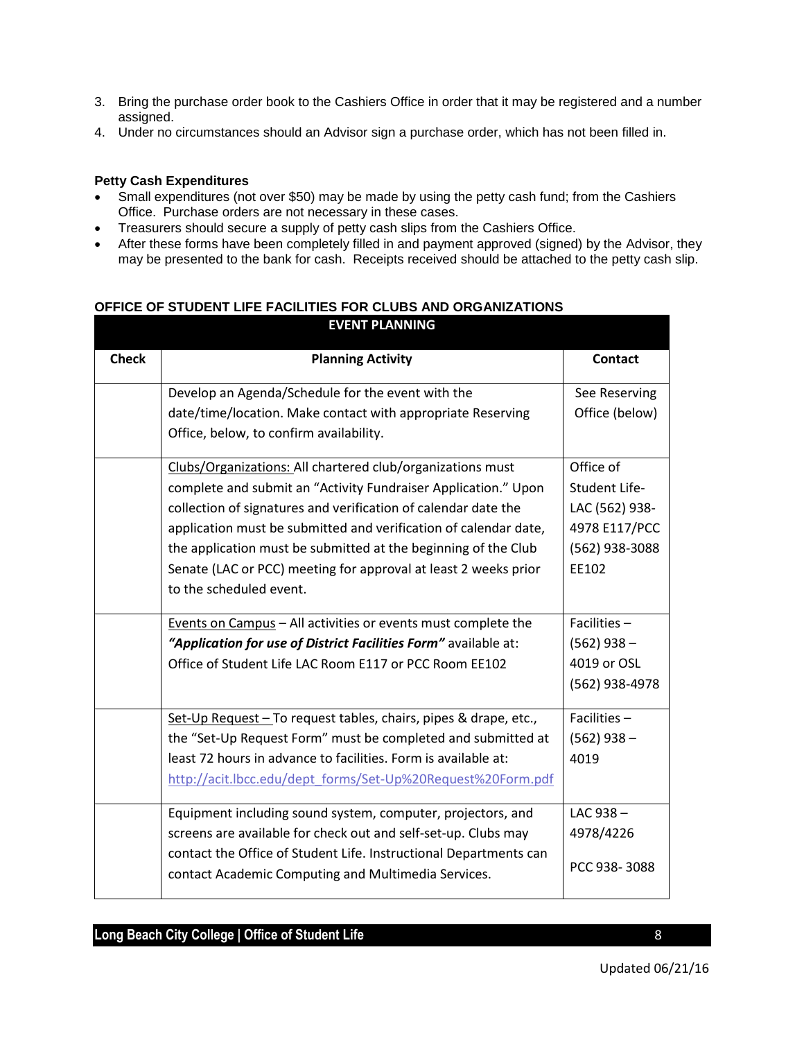3. Bring the purchase order book to the Cashiers Office in order that it may be registered and a number assigned.
4. Under no circumstances should an Advisor sign a purchase order, which has not been filled in.

**Petty Cash Expenditures**

- Small expenditures (not over $50) may be made by using the petty cash fund; from the Cashiers Office. Purchase orders are not necessary in these cases.
- Treasurers should secure a supply of petty cash slips from the Cashiers Office.
- After these forms have been completely filled in and payment approved (signed) by the Advisor, they may be presented to the bank for cash. Receipts received should be attached to the petty cash slip.

**OFFICE OF STUDENT LIFE FACILITIES FOR CLUBS AND ORGANIZATIONS**

| EVENT PLANNING | | |
|---|---|---|
| **Check** | **Planning Activity** | **Contact** |
| | Develop an Agenda/Schedule for the event with the date/time/location. Make contact with appropriate Reserving Office, below, to confirm availability. | See Reserving Office (below) |
| | Clubs/Organizations: All chartered club/organizations must complete and submit an "Activity Fundraiser Application." Upon collection of signatures and verification of calendar date the application must be submitted and verification of calendar date, the application must be submitted at the beginning of the Club Senate (LAC or PCC) meeting for approval at least 2 weeks prior to the scheduled event. | Office of Student Life- LAC (562) 938-4978 E117/PCC (562) 938-3088 EE102 |
| | Events on Campus – All activities or events must complete the ***"Application for use of District Facilities Form"*** available at: Office of Student Life LAC Room E117 or PCC Room EE102 | Facilities – (562) 938 – 4019 or OSL (562) 938-4978 |
| | Set-Up Request – To request tables, chairs, pipes & drape, etc., the "Set-Up Request Form" must be completed and submitted at least 72 hours in advance to facilities. Form is available at: http://acit.lbcc.edu/dept_forms/Set-Up%20Request%20Form.pdf | Facilities – (562) 938 – 4019 |
| | Equipment including sound system, computer, projectors, and screens are available for check out and self-set-up. Clubs may contact the Office of Student Life. Instructional Departments can contact Academic Computing and Multimedia Services. | LAC 938 – 4978/4226<br>PCC 938- 3088 |

Updated 06/21/16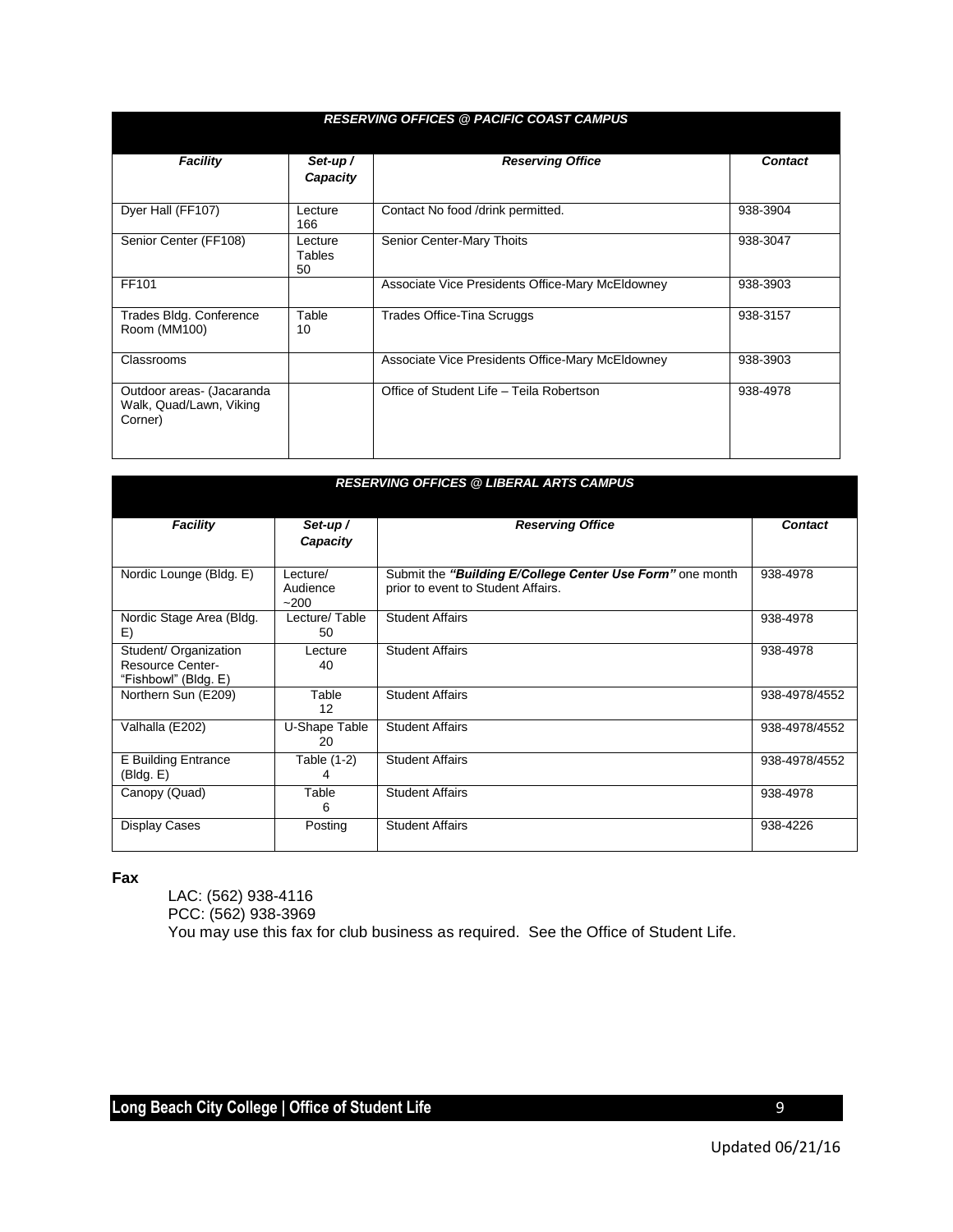| ***RESERVING OFFICES @ PACIFIC COAST CAMPUS*** | | | |
|---|---|---|---|
| ***Facility*** | ***Set-up / Capacity*** | ***Reserving Office*** | ***Contact*** |
| Dyer Hall (FF107) | Lecture 166 | Contact No food /drink permitted. | 938-3904 |
| Senior Center (FF108) | Lecture Tables 50 | Senior Center-Mary Thoits | 938-3047 |
| FF101 | | Associate Vice Presidents Office-Mary McEldowney | 938-3903 |
| Trades Bldg. Conference Room (MM100) | Table 10 | Trades Office-Tina Scruggs | 938-3157 |
| Classrooms | | Associate Vice Presidents Office-Mary McEldowney | 938-3903 |
| Outdoor areas- (Jacaranda Walk, Quad/Lawn, Viking Corner) | | Office of Student Life – Teila Robertson | 938-4978 |

| ***RESERVING OFFICES @ LIBERAL ARTS CAMPUS*** | | | |
|---|---|---|---|
| ***Facility*** | ***Set-up / Capacity*** | ***Reserving Office*** | ***Contact*** |
| Nordic Lounge (Bldg. E) | Lecture/ Audience ~200 | Submit the ***"Building E/College Center Use Form"*** one month prior to event to Student Affairs. | 938-4978 |
| Nordic Stage Area (Bldg. E) | Lecture/ Table 50 | Student Affairs | 938-4978 |
| Student/ Organization Resource Center- "Fishbowl" (Bldg. E) | Lecture 40 | Student Affairs | 938-4978 |
| Northern Sun (E209) | Table 12 | Student Affairs | 938-4978/4552 |
| Valhalla (E202) | U-Shape Table 20 | Student Affairs | 938-4978/4552 |
| E Building Entrance (Bldg. E) | Table (1-2) 4 | Student Affairs | 938-4978/4552 |
| Canopy (Quad) | Table 6 | Student Affairs | 938-4978 |
| Display Cases | Posting | Student Affairs | 938-4226 |

**Fax**

LAC: (562) 938-4116
PCC: (562) 938-3969
You may use this fax for club business as required. See the Office of Student Life.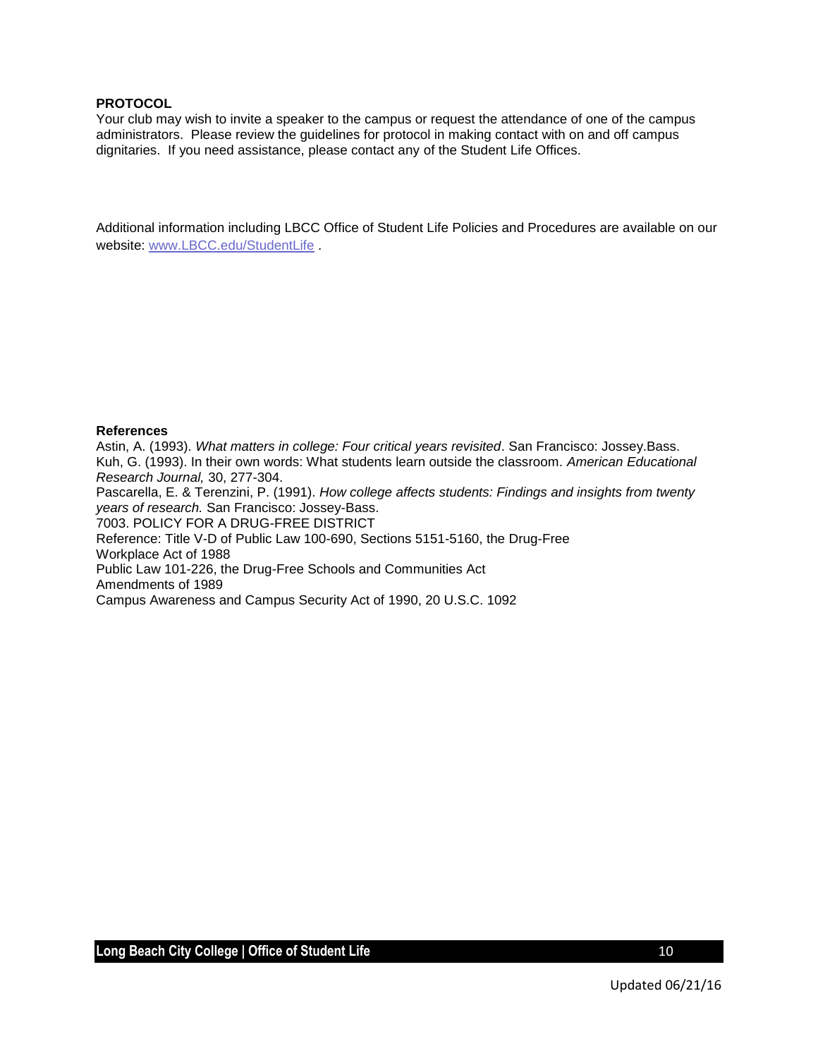**PROTOCOL**

Your club may wish to invite a speaker to the campus or request the attendance of one of the campus administrators. Please review the guidelines for protocol in making contact with on and off campus dignitaries. If you need assistance, please contact any of the Student Life Offices.

Additional information including LBCC Office of Student Life Policies and Procedures are available on our website: [www.LBCC.edu/StudentLife](http://www.LBCC.edu/StudentLife) .

**References**

Astin, A. (1993). *What matters in college: Four critical years revisited*. San Francisco: Jossey.Bass.
Kuh, G. (1993). In their own words: What students learn outside the classroom. *American Educational Research Journal,* 30, 277-304.
Pascarella, E. & Terenzini, P. (1991). *How college affects students: Findings and insights from twenty years of research.* San Francisco: Jossey-Bass.
7003. POLICY FOR A DRUG-FREE DISTRICT
Reference: Title V-D of Public Law 100-690, Sections 5151-5160, the Drug-Free Workplace Act of 1988
Public Law 101-226, the Drug-Free Schools and Communities Act Amendments of 1989
Campus Awareness and Campus Security Act of 1990, 20 U.S.C. 1092